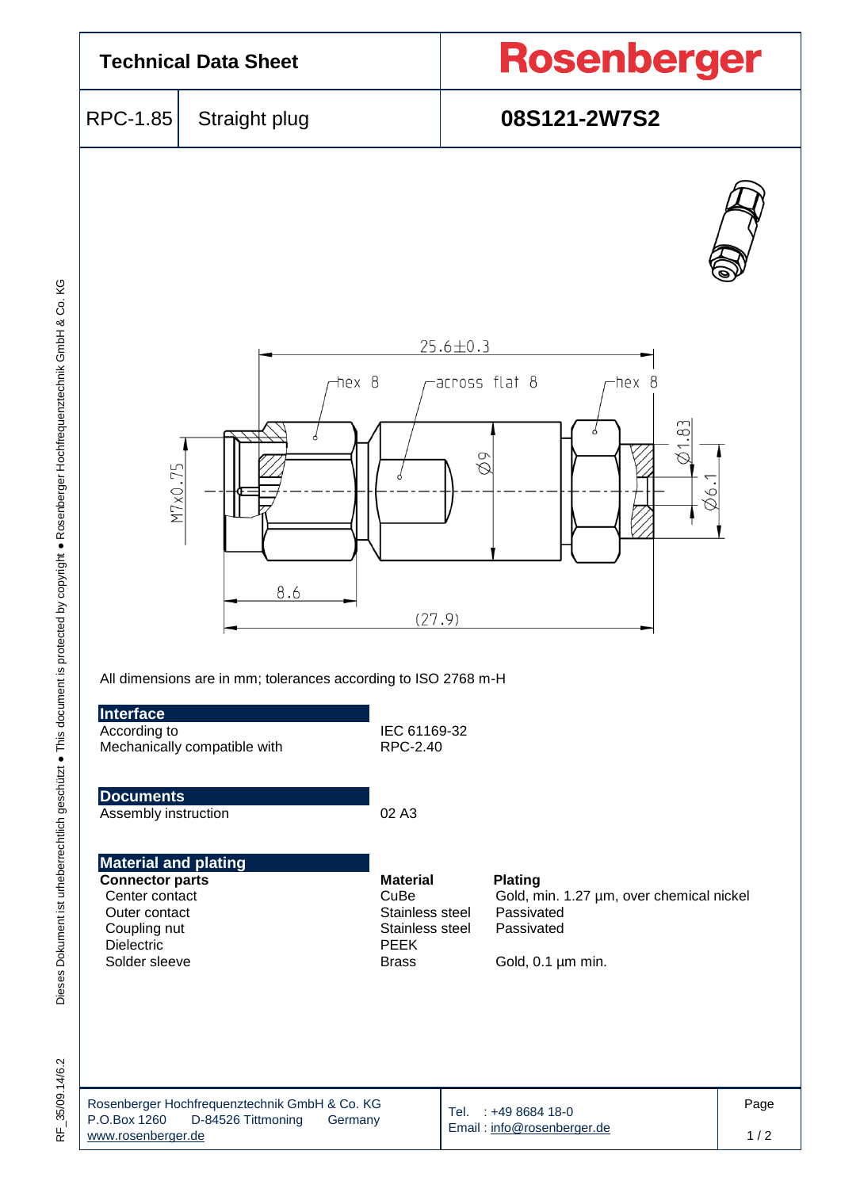# Technical Data Sheet

**Rosenberger**

| RPC-1.85 | Straight plug | **08S121-2W7S2** |
|---|---|---|

25.6±0.3

hex 8 — across flat 8 — hex 8

M7x0.75 — Ø9 — Ø1.83 — Ø6.1

8.6

(27.9)

All dimensions are in mm; tolerances according to ISO 2768 m-H

## Interface

| | |
|---|---|
| According to | IEC 61169-32 |
| Mechanically compatible with | RPC-2.40 |

## Documents

| | |
|---|---|
| Assembly instruction | 02 A3 |

## Material and plating

| **Connector parts** | **Material** | **Plating** |
|---|---|---|
| Center contact | CuBe | Gold, min. 1.27 µm, over chemical nickel |
| Outer contact | Stainless steel | Passivated |
| Coupling nut | Stainless steel | Passivated |
| Dielectric | PEEK | |
| Solder sleeve | Brass | Gold, 0.1 µm min. |

Rosenberger Hochfrequenztechnik GmbH & Co. KG
P.O.Box 1260 D-84526 Tittmoning Germany
www.rosenberger.de

Tel. : +49 8684 18-0
Email : info@rosenberger.de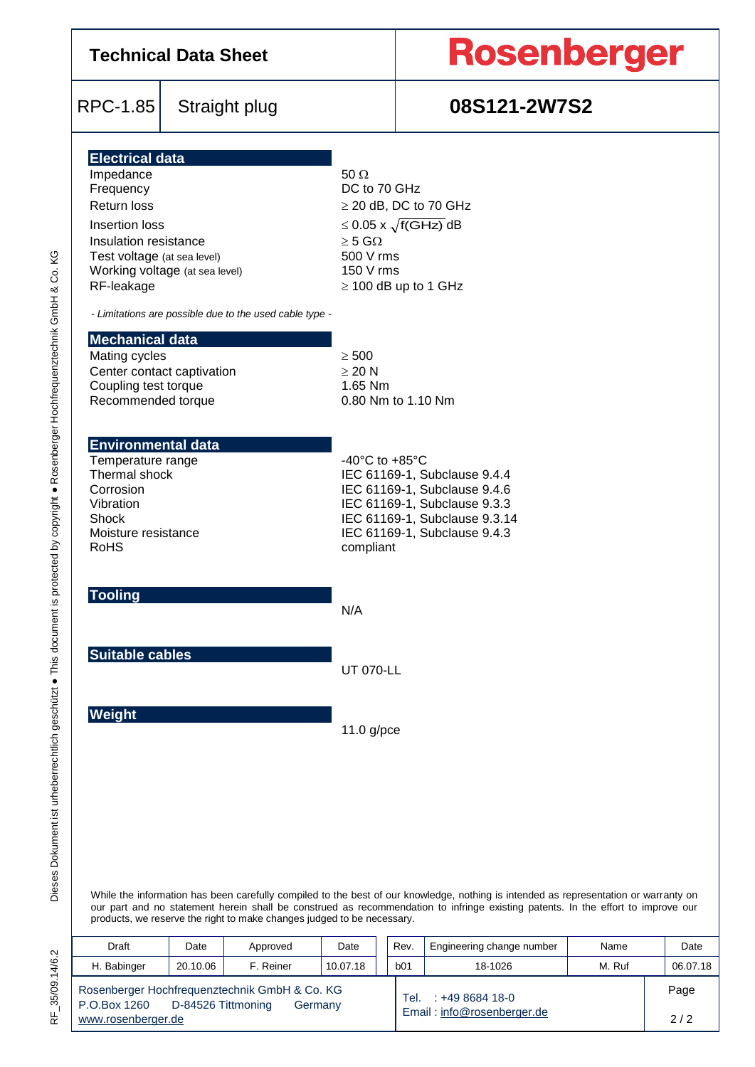# Technical Data Sheet

**Rosenberger**

| | | |
|---|---|---|
| RPC-1.85 | Straight plug | **08S121-2W7S2** |

## Electrical data

| | |
|---|---|
| Impedance | 50 Ω |
| Frequency | DC to 70 GHz |
| Return loss | ≥ 20 dB, DC to 70 GHz |
| Insertion loss | $\leq 0.05 \times \sqrt{f(GHz)}$ dB |
| Insulation resistance | ≥ 5 GΩ |
| Test voltage (at sea level) | 500 V rms |
| Working voltage (at sea level) | 150 V rms |
| RF-leakage | ≥ 100 dB up to 1 GHz |

*- Limitations are possible due to the used cable type -*

## Mechanical data

| | |
|---|---|
| Mating cycles | ≥ 500 |
| Center contact captivation | ≥ 20 N |
| Coupling test torque | 1.65 Nm |
| Recommended torque | 0.80 Nm to 1.10 Nm |

## Environmental data

| | |
|---|---|
| Temperature range | -40°C to +85°C |
| Thermal shock | IEC 61169-1, Subclause 9.4.4 |
| Corrosion | IEC 61169-1, Subclause 9.4.6 |
| Vibration | IEC 61169-1, Subclause 9.3.3 |
| Shock | IEC 61169-1, Subclause 9.3.14 |
| Moisture resistance | IEC 61169-1, Subclause 9.4.3 |
| RoHS | compliant |

## Tooling

N/A

## Suitable cables

UT 070-LL

## Weight

11.0 g/pce

While the information has been carefully compiled to the best of our knowledge, nothing is intended as representation or warranty on our part and no statement herein shall be construed as recommendation to infringe existing patents. In the effort to improve our products, we reserve the right to make changes judged to be necessary.

| Draft | Date | Approved | Date | Rev. | Engineering change number | Name | Date |
|---|---|---|---|---|---|---|---|
| H. Babinger | 20.10.06 | F. Reiner | 10.07.18 | b01 | 18-1026 | M. Ruf | 06.07.18 |

Rosenberger Hochfrequenztechnik GmbH & Co. KG
P.O.Box 1260 D-84526 Tittmoning Germany
www.rosenberger.de

Tel. : +49 8684 18-0
Email : info@rosenberger.de

Dieses Dokument ist urheberrechtlich geschützt ● This document is protected by copyright ● Rosenberger Hochfrequenztechnik GmbH & Co. KG

RF_35/09.14/6.2